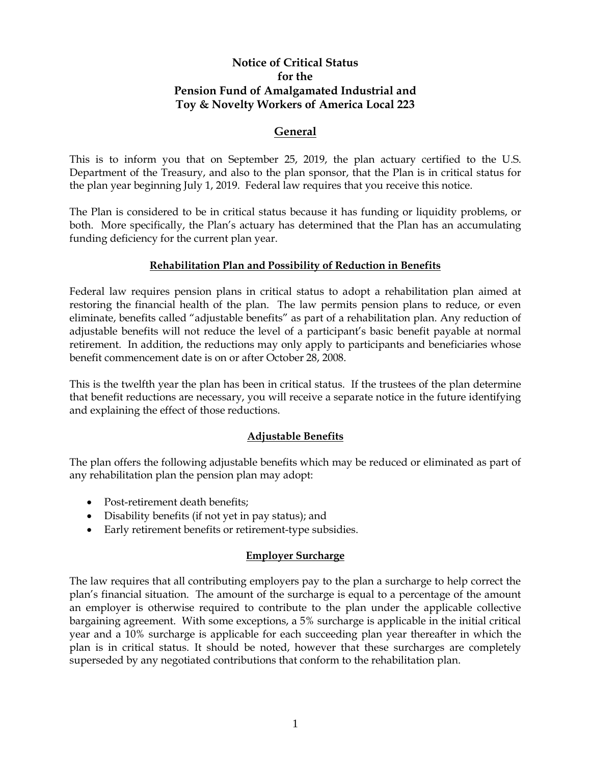# Notice of Critical Status for the Pension Fund of Amalgamated Industrial and Toy & Novelty Workers of America Local 223

## General

This is to inform you that on September 25, 2019, the plan actuary certified to the U.S. Department of the Treasury, and also to the plan sponsor, that the Plan is in critical status for the plan year beginning July 1, 2019. Federal law requires that you receive this notice.

The Plan is considered to be in critical status because it has funding or liquidity problems, or both. More specifically, the Plan's actuary has determined that the Plan has an accumulating funding deficiency for the current plan year.

### Rehabilitation Plan and Possibility of Reduction in Benefits

Federal law requires pension plans in critical status to adopt a rehabilitation plan aimed at restoring the financial health of the plan. The law permits pension plans to reduce, or even eliminate, benefits called "adjustable benefits" as part of a rehabilitation plan. Any reduction of adjustable benefits will not reduce the level of a participant's basic benefit payable at normal retirement. In addition, the reductions may only apply to participants and beneficiaries whose benefit commencement date is on or after October 28, 2008.

This is the twelfth year the plan has been in critical status. If the trustees of the plan determine that benefit reductions are necessary, you will receive a separate notice in the future identifying and explaining the effect of those reductions.

### Adjustable Benefits

The plan offers the following adjustable benefits which may be reduced or eliminated as part of any rehabilitation plan the pension plan may adopt:

- Post-retirement death benefits;
- Disability benefits (if not yet in pay status); and
- Early retirement benefits or retirement-type subsidies.

### Employer Surcharge

The law requires that all contributing employers pay to the plan a surcharge to help correct the plan's financial situation. The amount of the surcharge is equal to a percentage of the amount an employer is otherwise required to contribute to the plan under the applicable collective bargaining agreement. With some exceptions, a 5% surcharge is applicable in the initial critical year and a 10% surcharge is applicable for each succeeding plan year thereafter in which the plan is in critical status. It should be noted, however that these surcharges are completely superseded by any negotiated contributions that conform to the rehabilitation plan.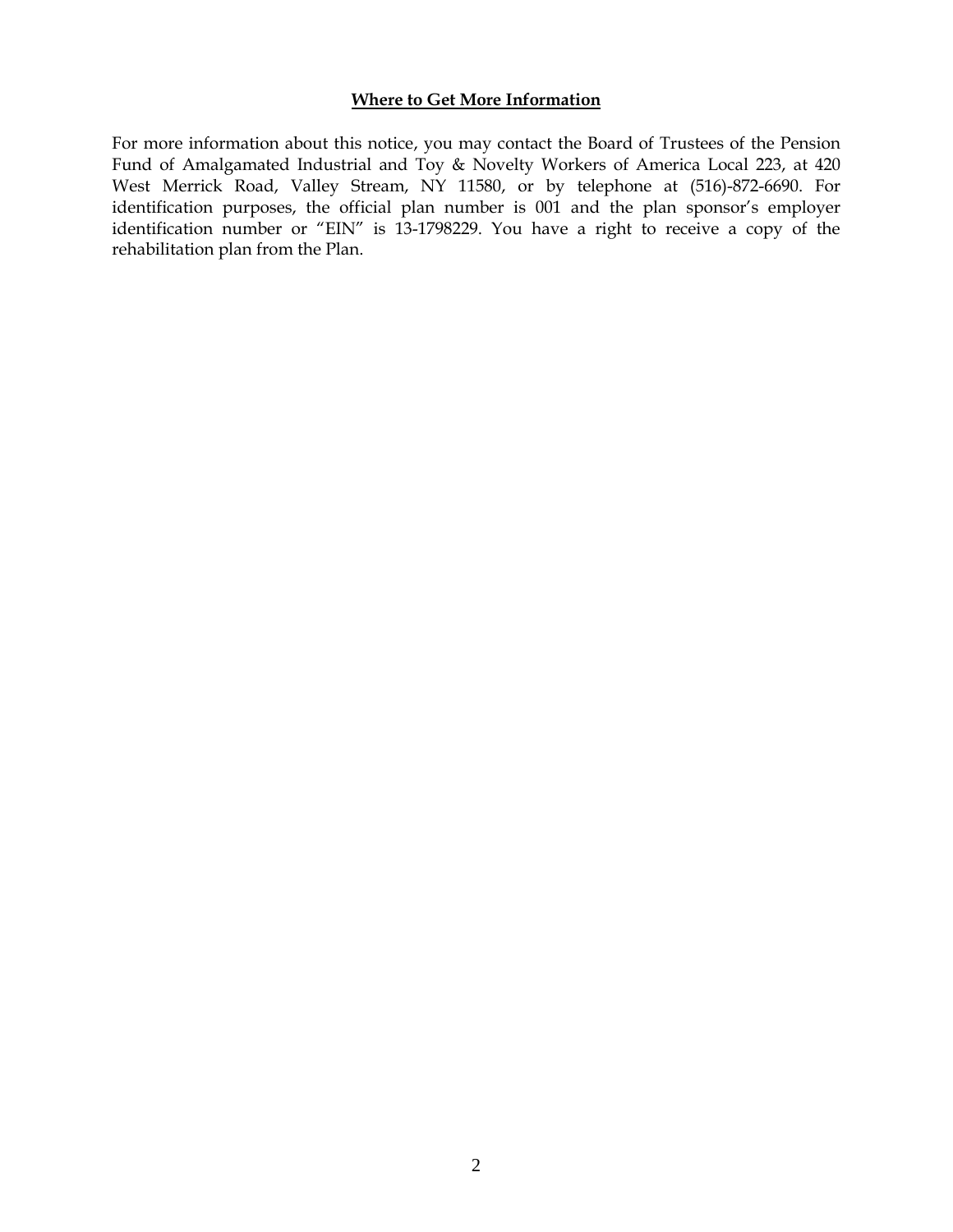## Where to Get More Information

For more information about this notice, you may contact the Board of Trustees of the Pension Fund of Amalgamated Industrial and Toy & Novelty Workers of America Local 223, at 420 West Merrick Road, Valley Stream, NY 11580, or by telephone at (516)-872-6690. For identification purposes, the official plan number is 001 and the plan sponsor's employer identification number or "EIN" is 13-1798229. You have a right to receive a copy of the rehabilitation plan from the Plan.